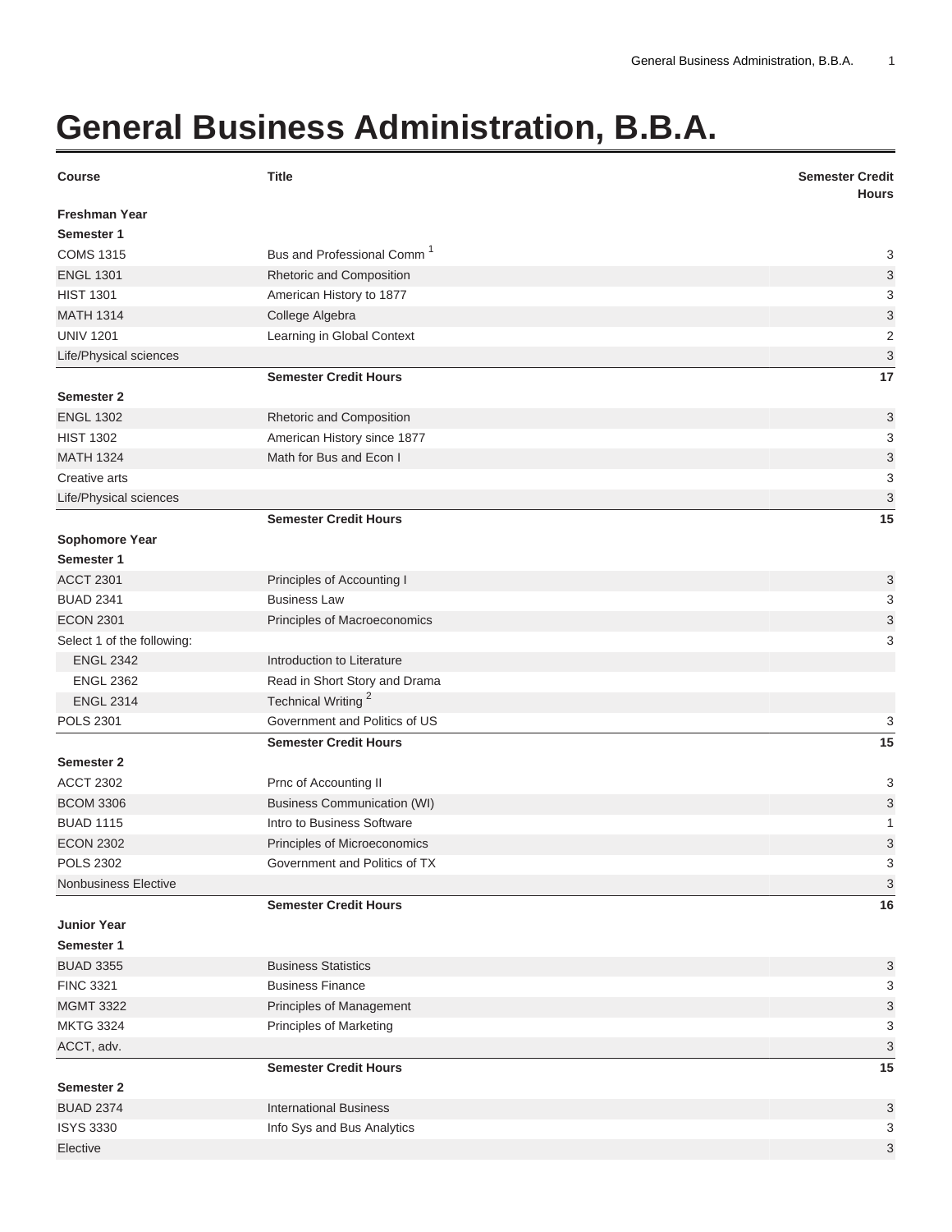# General Business Administration, B.B.A.

| Course | Title | Semester Credit Hours |
| --- | --- | --- |
| **Freshman Year** | | |
| **Semester 1** | | |
| COMS 1315 | Bus and Professional Comm [1] | 3 |
| ENGL 1301 | Rhetoric and Composition | 3 |
| HIST 1301 | American History to 1877 | 3 |
| MATH 1314 | College Algebra | 3 |
| UNIV 1201 | Learning in Global Context | 2 |
| Life/Physical sciences | | 3 |
| | **Semester Credit Hours** | **17** |
| **Semester 2** | | |
| ENGL 1302 | Rhetoric and Composition | 3 |
| HIST 1302 | American History since 1877 | 3 |
| MATH 1324 | Math for Bus and Econ I | 3 |
| Creative arts | | 3 |
| Life/Physical sciences | | 3 |
| | **Semester Credit Hours** | **15** |
| **Sophomore Year** | | |
| **Semester 1** | | |
| ACCT 2301 | Principles of Accounting I | 3 |
| BUAD 2341 | Business Law | 3 |
| ECON 2301 | Principles of Macroeconomics | 3 |
| Select 1 of the following: | | 3 |
| ENGL 2342 | Introduction to Literature | |
| ENGL 2362 | Read in Short Story and Drama | |
| ENGL 2314 | Technical Writing [2] | |
| POLS 2301 | Government and Politics of US | 3 |
| | **Semester Credit Hours** | **15** |
| **Semester 2** | | |
| ACCT 2302 | Prnc of Accounting II | 3 |
| BCOM 3306 | Business Communication (WI) | 3 |
| BUAD 1115 | Intro to Business Software | 1 |
| ECON 2302 | Principles of Microeconomics | 3 |
| POLS 2302 | Government and Politics of TX | 3 |
| Nonbusiness Elective | | 3 |
| | **Semester Credit Hours** | **16** |
| **Junior Year** | | |
| **Semester 1** | | |
| BUAD 3355 | Business Statistics | 3 |
| FINC 3321 | Business Finance | 3 |
| MGMT 3322 | Principles of Management | 3 |
| MKTG 3324 | Principles of Marketing | 3 |
| ACCT, adv. | | 3 |
| | **Semester Credit Hours** | **15** |
| **Semester 2** | | |
| BUAD 2374 | International Business | 3 |
| ISYS 3330 | Info Sys and Bus Analytics | 3 |
| Elective | | 3 |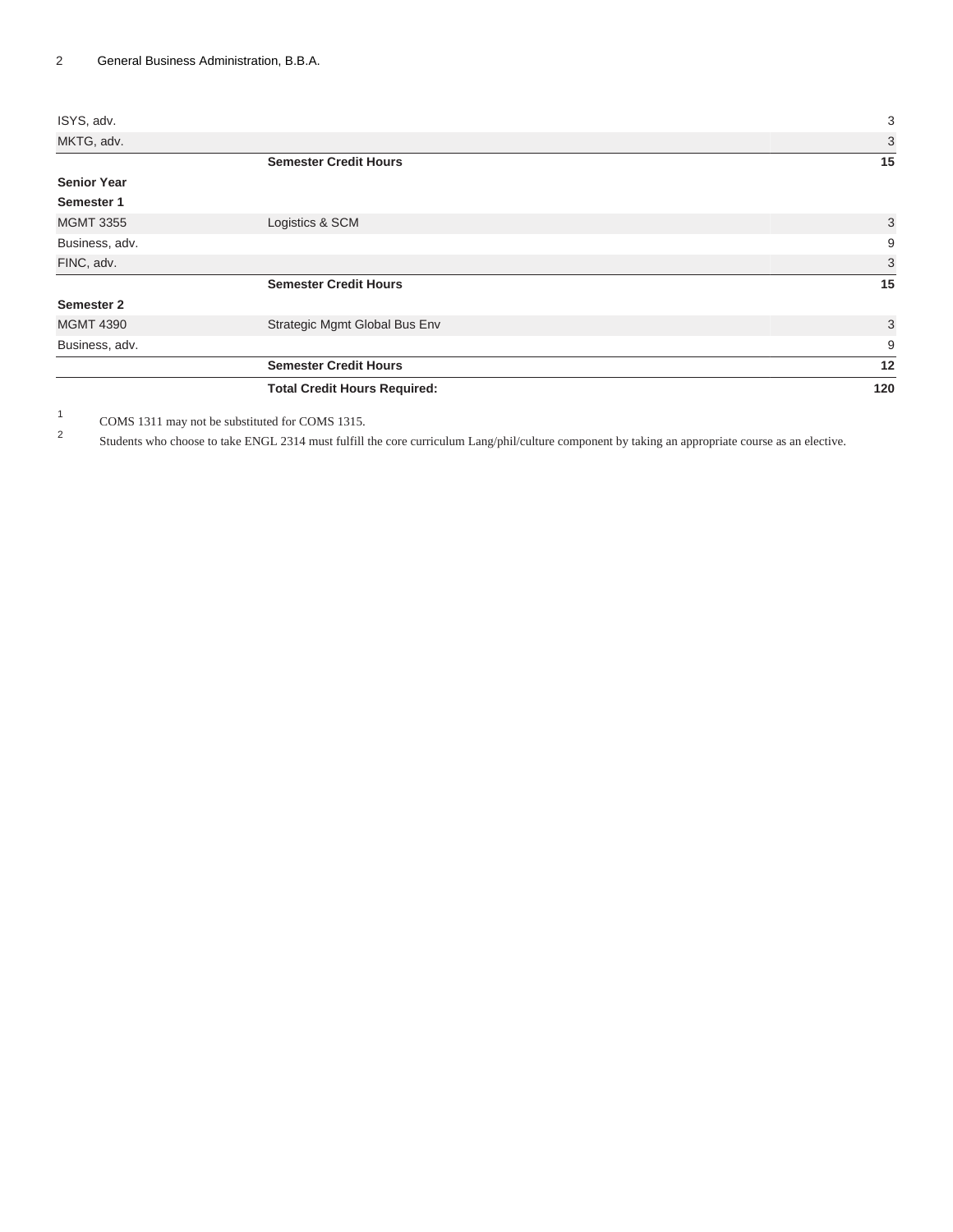| | | |
|---|---|---|
| ISYS, adv. | | 3 |
| MKTG, adv. | | 3 |
| | **Semester Credit Hours** | **15** |
| **Senior Year** | | |
| **Semester 1** | | |
| MGMT 3355 | Logistics & SCM | 3 |
| Business, adv. | | 9 |
| FINC, adv. | | 3 |
| | **Semester Credit Hours** | **15** |
| **Semester 2** | | |
| MGMT 4390 | Strategic Mgmt Global Bus Env | 3 |
| Business, adv. | | 9 |
| | **Semester Credit Hours** | **12** |
| | **Total Credit Hours Required:** | **120** |

[1] COMS 1311 may not be substituted for COMS 1315.

[2] Students who choose to take ENGL 2314 must fulfill the core curriculum Lang/phil/culture component by taking an appropriate course as an elective.